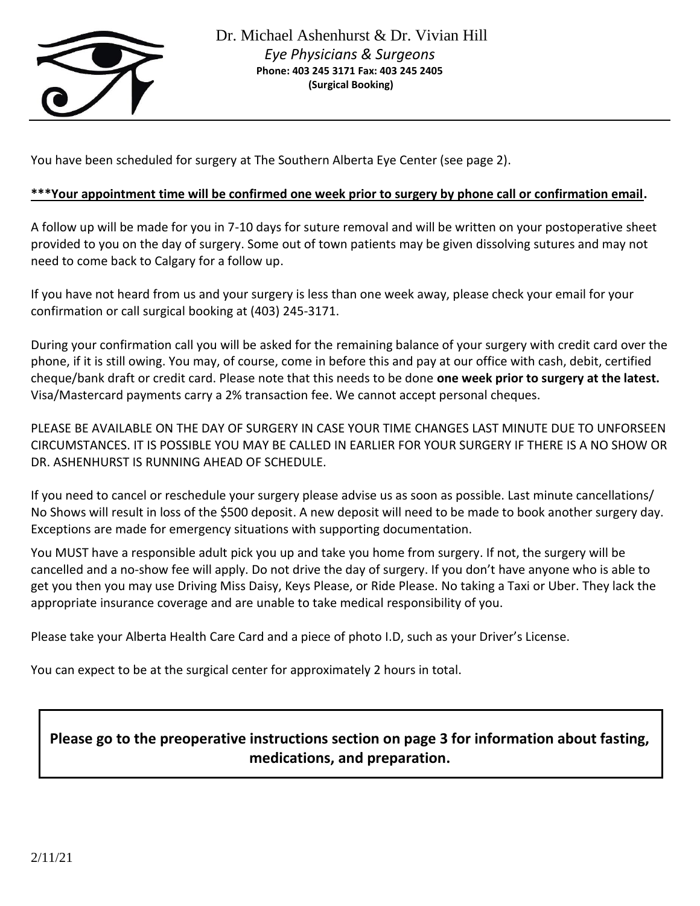# Dr. Michael Ashenhurst & Dr. Vivian Hill

*Eye Physicians & Surgeons*

**Phone: 403 245 3171 Fax: 403 245 2405**
**(Surgical Booking)**

You have been scheduled for surgery at The Southern Alberta Eye Center (see page 2).

**<u>***Your appointment time will be confirmed one week prior to surgery by phone call or confirmation email</u>.**

A follow up will be made for you in 7-10 days for suture removal and will be written on your postoperative sheet provided to you on the day of surgery. Some out of town patients may be given dissolving sutures and may not need to come back to Calgary for a follow up.

If you have not heard from us and your surgery is less than one week away, please check your email for your confirmation or call surgical booking at (403) 245-3171.

During your confirmation call you will be asked for the remaining balance of your surgery with credit card over the phone, if it is still owing. You may, of course, come in before this and pay at our office with cash, debit, certified cheque/bank draft or credit card. Please note that this needs to be done **one week prior to surgery at the latest.** Visa/Mastercard payments carry a 2% transaction fee. We cannot accept personal cheques.

PLEASE BE AVAILABLE ON THE DAY OF SURGERY IN CASE YOUR TIME CHANGES LAST MINUTE DUE TO UNFORSEEN CIRCUMSTANCES. IT IS POSSIBLE YOU MAY BE CALLED IN EARLIER FOR YOUR SURGERY IF THERE IS A NO SHOW OR DR. ASHENHURST IS RUNNING AHEAD OF SCHEDULE.

If you need to cancel or reschedule your surgery please advise us as soon as possible. Last minute cancellations/ No Shows will result in loss of the $500 deposit. A new deposit will need to be made to book another surgery day. Exceptions are made for emergency situations with supporting documentation.

You MUST have a responsible adult pick you up and take you home from surgery. If not, the surgery will be cancelled and a no-show fee will apply. Do not drive the day of surgery. If you don't have anyone who is able to get you then you may use Driving Miss Daisy, Keys Please, or Ride Please. No taking a Taxi or Uber. They lack the appropriate insurance coverage and are unable to take medical responsibility of you.

Please take your Alberta Health Care Card and a piece of photo I.D, such as your Driver's License.

You can expect to be at the surgical center for approximately 2 hours in total.

**Please go to the preoperative instructions section on page 3 for information about fasting, medications, and preparation.**

2/11/21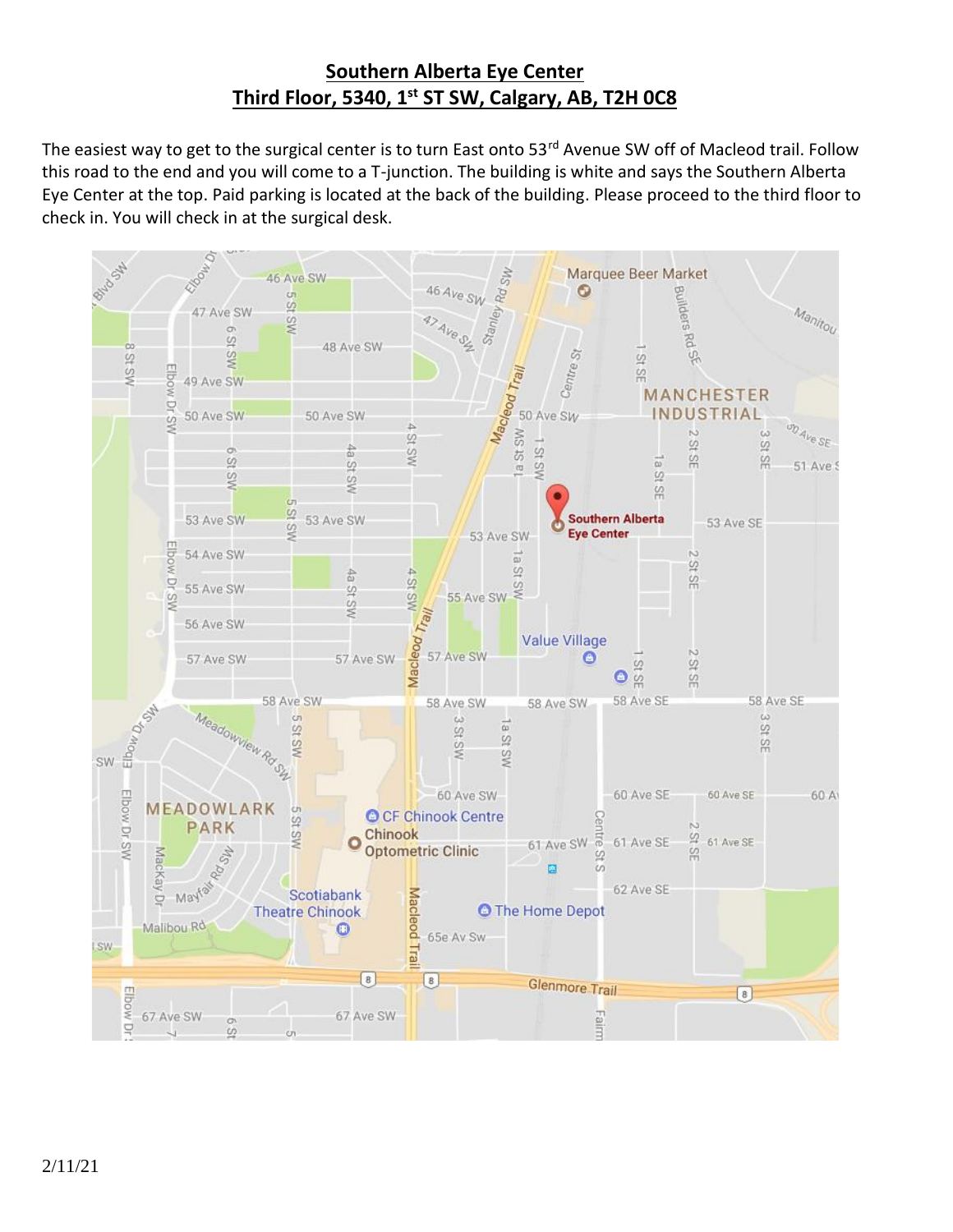# Southern Alberta Eye Center
## Third Floor, 5340, 1st ST SW, Calgary, AB, T2H 0C8

The easiest way to get to the surgical center is to turn East onto 53rd Avenue SW off of Macleod trail. Follow this road to the end and you will come to a T-junction. The building is white and says the Southern Alberta Eye Center at the top. Paid parking is located at the back of the building. Please proceed to the third floor to check in. You will check in at the surgical desk.

2/11/21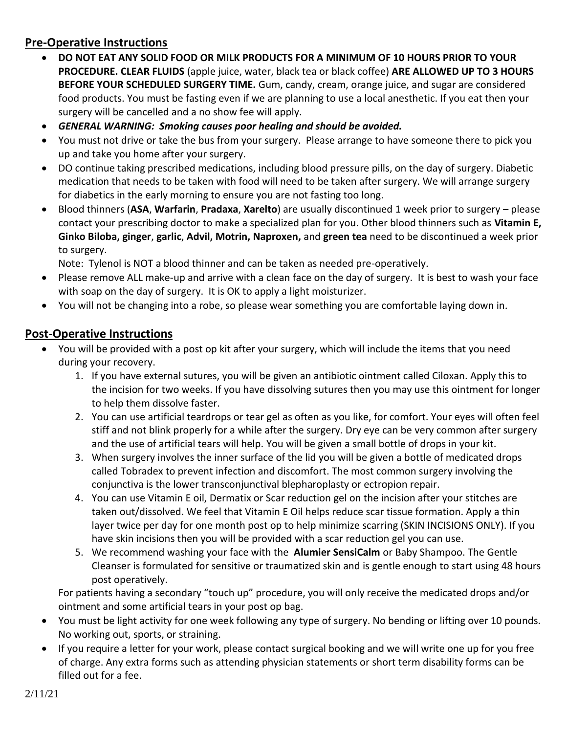## Pre-Operative Instructions

- **DO NOT EAT ANY SOLID FOOD OR MILK PRODUCTS FOR A MINIMUM OF 10 HOURS PRIOR TO YOUR PROCEDURE. CLEAR FLUIDS** (apple juice, water, black tea or black coffee) **ARE ALLOWED UP TO 3 HOURS BEFORE YOUR SCHEDULED SURGERY TIME.** Gum, candy, cream, orange juice, and sugar are considered food products. You must be fasting even if we are planning to use a local anesthetic. If you eat then your surgery will be cancelled and a no show fee will apply.
- ***GENERAL WARNING: Smoking causes poor healing and should be avoided.***
- You must not drive or take the bus from your surgery. Please arrange to have someone there to pick you up and take you home after your surgery.
- DO continue taking prescribed medications, including blood pressure pills, on the day of surgery. Diabetic medication that needs to be taken with food will need to be taken after surgery. We will arrange surgery for diabetics in the early morning to ensure you are not fasting too long.
- Blood thinners (**ASA**, **Warfarin**, **Pradaxa**, **Xarelto**) are usually discontinued 1 week prior to surgery – please contact your prescribing doctor to make a specialized plan for you. Other blood thinners such as **Vitamin E, Ginko Biloba, ginger**, **garlic**, **Advil, Motrin, Naproxen,** and **green tea** need to be discontinued a week prior to surgery.
  Note: Tylenol is NOT a blood thinner and can be taken as needed pre-operatively.
- Please remove ALL make-up and arrive with a clean face on the day of surgery. It is best to wash your face with soap on the day of surgery. It is OK to apply a light moisturizer.
- You will not be changing into a robe, so please wear something you are comfortable laying down in.

## Post-Operative Instructions

- You will be provided with a post op kit after your surgery, which will include the items that you need during your recovery.
  1. If you have external sutures, you will be given an antibiotic ointment called Ciloxan. Apply this to the incision for two weeks. If you have dissolving sutures then you may use this ointment for longer to help them dissolve faster.
  2. You can use artificial teardrops or tear gel as often as you like, for comfort. Your eyes will often feel stiff and not blink properly for a while after the surgery. Dry eye can be very common after surgery and the use of artificial tears will help. You will be given a small bottle of drops in your kit.
  3. When surgery involves the inner surface of the lid you will be given a bottle of medicated drops called Tobradex to prevent infection and discomfort. The most common surgery involving the conjunctiva is the lower transconjunctival blepharoplasty or ectropion repair.
  4. You can use Vitamin E oil, Dermatix or Scar reduction gel on the incision after your stitches are taken out/dissolved. We feel that Vitamin E Oil helps reduce scar tissue formation. Apply a thin layer twice per day for one month post op to help minimize scarring (SKIN INCISIONS ONLY). If you have skin incisions then you will be provided with a scar reduction gel you can use.
  5. We recommend washing your face with the **Alumier SensiCalm** or Baby Shampoo. The Gentle Cleanser is formulated for sensitive or traumatized skin and is gentle enough to start using 48 hours post operatively.

  For patients having a secondary "touch up" procedure, you will only receive the medicated drops and/or ointment and some artificial tears in your post op bag.
- You must be light activity for one week following any type of surgery. No bending or lifting over 10 pounds. No working out, sports, or straining.
- If you require a letter for your work, please contact surgical booking and we will write one up for you free of charge. Any extra forms such as attending physician statements or short term disability forms can be filled out for a fee.

2/11/21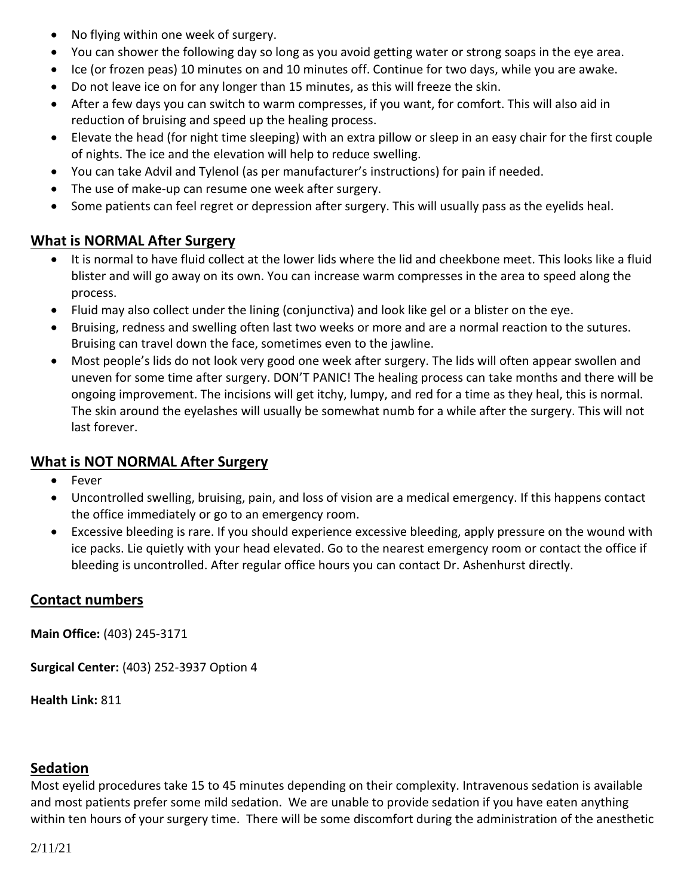- No flying within one week of surgery.
- You can shower the following day so long as you avoid getting water or strong soaps in the eye area.
- Ice (or frozen peas) 10 minutes on and 10 minutes off. Continue for two days, while you are awake.
- Do not leave ice on for any longer than 15 minutes, as this will freeze the skin.
- After a few days you can switch to warm compresses, if you want, for comfort. This will also aid in reduction of bruising and speed up the healing process.
- Elevate the head (for night time sleeping) with an extra pillow or sleep in an easy chair for the first couple of nights. The ice and the elevation will help to reduce swelling.
- You can take Advil and Tylenol (as per manufacturer's instructions) for pain if needed.
- The use of make-up can resume one week after surgery.
- Some patients can feel regret or depression after surgery. This will usually pass as the eyelids heal.

## What is NORMAL After Surgery

- It is normal to have fluid collect at the lower lids where the lid and cheekbone meet. This looks like a fluid blister and will go away on its own. You can increase warm compresses in the area to speed along the process.
- Fluid may also collect under the lining (conjunctiva) and look like gel or a blister on the eye.
- Bruising, redness and swelling often last two weeks or more and are a normal reaction to the sutures. Bruising can travel down the face, sometimes even to the jawline.
- Most people's lids do not look very good one week after surgery. The lids will often appear swollen and uneven for some time after surgery. DON'T PANIC! The healing process can take months and there will be ongoing improvement. The incisions will get itchy, lumpy, and red for a time as they heal, this is normal. The skin around the eyelashes will usually be somewhat numb for a while after the surgery. This will not last forever.

## What is NOT NORMAL After Surgery

- Fever
- Uncontrolled swelling, bruising, pain, and loss of vision are a medical emergency. If this happens contact the office immediately or go to an emergency room.
- Excessive bleeding is rare. If you should experience excessive bleeding, apply pressure on the wound with ice packs. Lie quietly with your head elevated. Go to the nearest emergency room or contact the office if bleeding is uncontrolled. After regular office hours you can contact Dr. Ashenhurst directly.

## Contact numbers

**Main Office:** (403) 245-3171

**Surgical Center:** (403) 252-3937 Option 4

**Health Link:** 811

## Sedation

Most eyelid procedures take 15 to 45 minutes depending on their complexity. Intravenous sedation is available and most patients prefer some mild sedation. We are unable to provide sedation if you have eaten anything within ten hours of your surgery time. There will be some discomfort during the administration of the anesthetic

2/11/21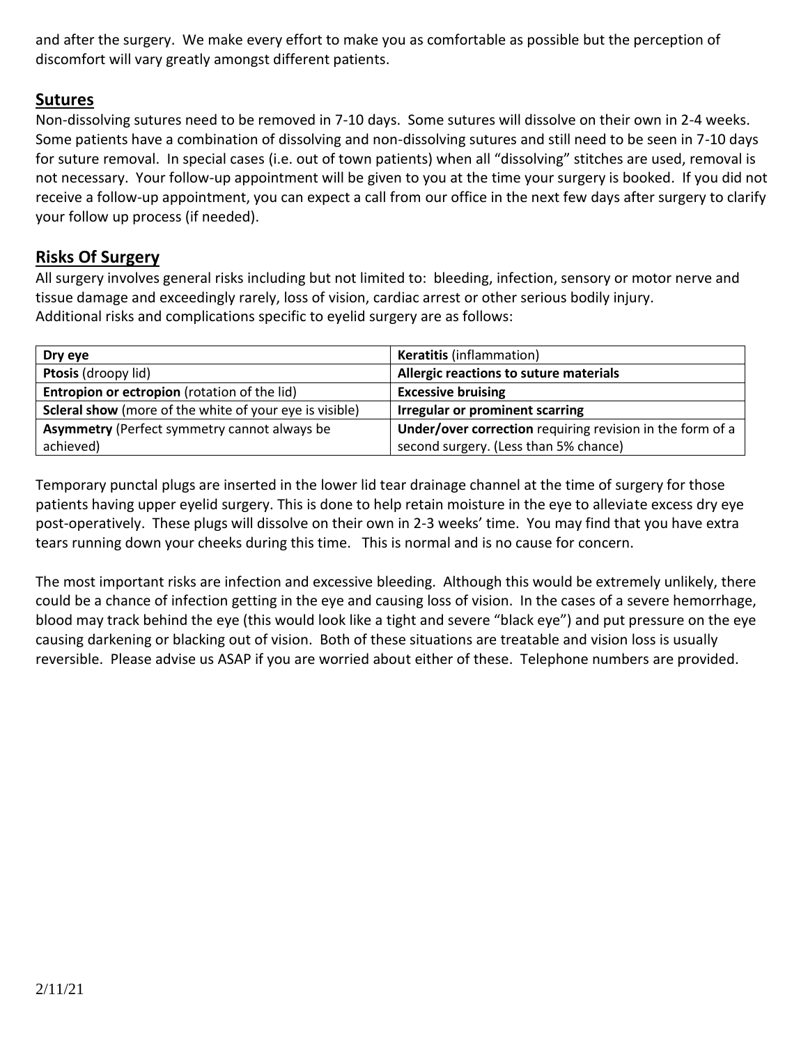and after the surgery. We make every effort to make you as comfortable as possible but the perception of discomfort will vary greatly amongst different patients.

## Sutures

Non-dissolving sutures need to be removed in 7-10 days. Some sutures will dissolve on their own in 2-4 weeks. Some patients have a combination of dissolving and non-dissolving sutures and still need to be seen in 7-10 days for suture removal. In special cases (i.e. out of town patients) when all "dissolving" stitches are used, removal is not necessary. Your follow-up appointment will be given to you at the time your surgery is booked. If you did not receive a follow-up appointment, you can expect a call from our office in the next few days after surgery to clarify your follow up process (if needed).

## Risks Of Surgery

All surgery involves general risks including but not limited to: bleeding, infection, sensory or motor nerve and tissue damage and exceedingly rarely, loss of vision, cardiac arrest or other serious bodily injury.
Additional risks and complications specific to eyelid surgery are as follows:

| **Dry eye** | **Keratitis** (inflammation) |
|---|---|
| **Ptosis** (droopy lid) | **Allergic reactions to suture materials** |
| **Entropion or ectropion** (rotation of the lid) | **Excessive bruising** |
| **Scleral show** (more of the white of your eye is visible) | **Irregular or prominent scarring** |
| **Asymmetry** (Perfect symmetry cannot always be achieved) | **Under/over correction** requiring revision in the form of a second surgery. (Less than 5% chance) |

Temporary punctal plugs are inserted in the lower lid tear drainage channel at the time of surgery for those patients having upper eyelid surgery. This is done to help retain moisture in the eye to alleviate excess dry eye post-operatively. These plugs will dissolve on their own in 2-3 weeks' time. You may find that you have extra tears running down your cheeks during this time. This is normal and is no cause for concern.

The most important risks are infection and excessive bleeding. Although this would be extremely unlikely, there could be a chance of infection getting in the eye and causing loss of vision. In the cases of a severe hemorrhage, blood may track behind the eye (this would look like a tight and severe "black eye") and put pressure on the eye causing darkening or blacking out of vision. Both of these situations are treatable and vision loss is usually reversible. Please advise us ASAP if you are worried about either of these. Telephone numbers are provided.

2/11/21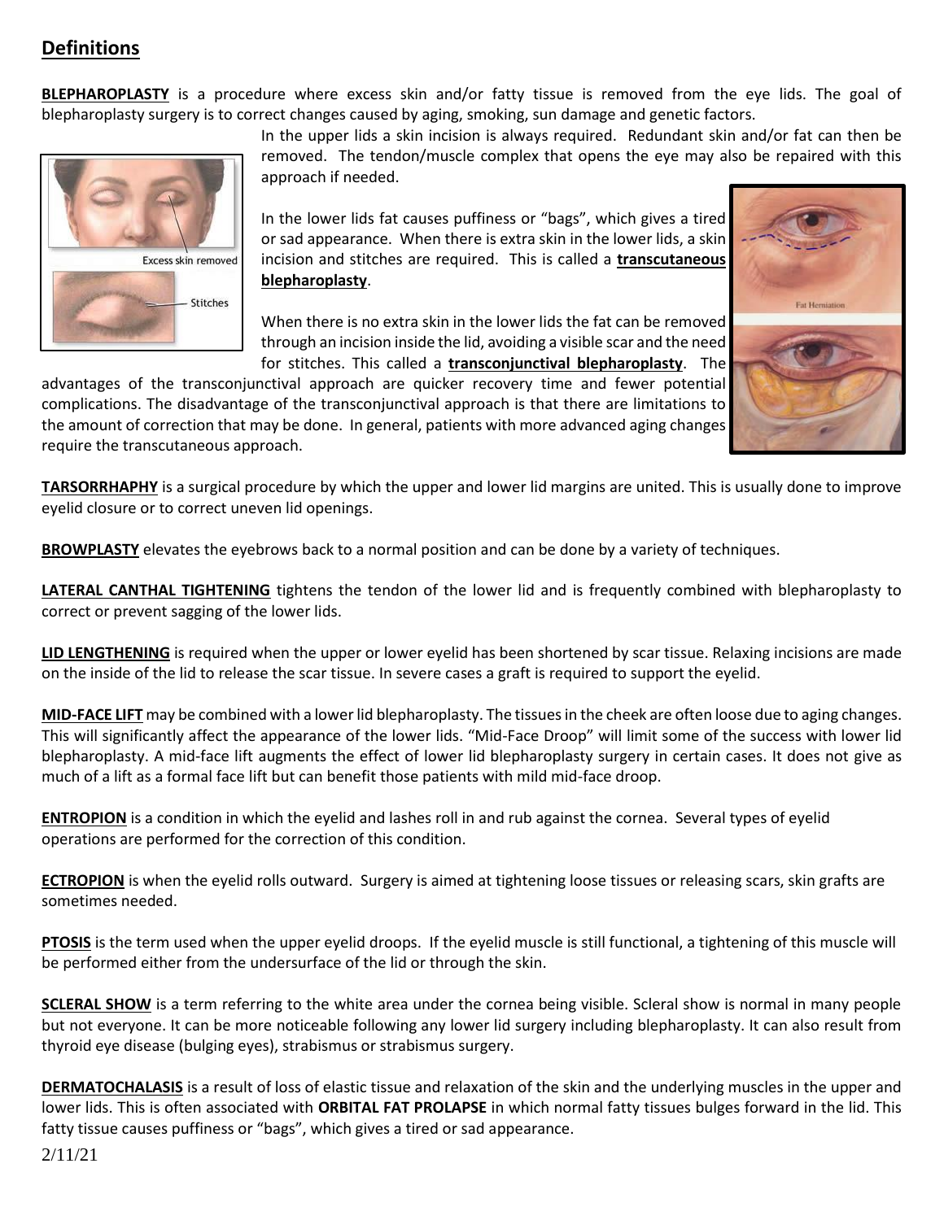## Definitions

**BLEPHAROPLASTY** is a procedure where excess skin and/or fatty tissue is removed from the eye lids. The goal of blepharoplasty surgery is to correct changes caused by aging, smoking, sun damage and genetic factors.

In the upper lids a skin incision is always required. Redundant skin and/or fat can then be removed. The tendon/muscle complex that opens the eye may also be repaired with this approach if needed.

Excess skin removed

Stitches

In the lower lids fat causes puffiness or "bags", which gives a tired or sad appearance. When there is extra skin in the lower lids, a skin incision and stitches are required. This is called a **transcutaneous blepharoplasty**.

When there is no extra skin in the lower lids the fat can be removed through an incision inside the lid, avoiding a visible scar and the need for stitches. This called a **transconjunctival blepharoplasty**. The advantages of the transconjunctival approach are quicker recovery time and fewer potential complications. The disadvantage of the transconjunctival approach is that there are limitations to the amount of correction that may be done. In general, patients with more advanced aging changes require the transcutaneous approach.

Fat Herniation

**TARSORRHAPHY** is a surgical procedure by which the upper and lower lid margins are united. This is usually done to improve eyelid closure or to correct uneven lid openings.

**BROWPLASTY** elevates the eyebrows back to a normal position and can be done by a variety of techniques.

**LATERAL CANTHAL TIGHTENING** tightens the tendon of the lower lid and is frequently combined with blepharoplasty to correct or prevent sagging of the lower lids.

**LID LENGTHENING** is required when the upper or lower eyelid has been shortened by scar tissue. Relaxing incisions are made on the inside of the lid to release the scar tissue. In severe cases a graft is required to support the eyelid.

**MID-FACE LIFT** may be combined with a lower lid blepharoplasty. The tissues in the cheek are often loose due to aging changes. This will significantly affect the appearance of the lower lids. "Mid-Face Droop" will limit some of the success with lower lid blepharoplasty. A mid-face lift augments the effect of lower lid blepharoplasty surgery in certain cases. It does not give as much of a lift as a formal face lift but can benefit those patients with mild mid-face droop.

**ENTROPION** is a condition in which the eyelid and lashes roll in and rub against the cornea. Several types of eyelid operations are performed for the correction of this condition.

**ECTROPION** is when the eyelid rolls outward. Surgery is aimed at tightening loose tissues or releasing scars, skin grafts are sometimes needed.

**PTOSIS** is the term used when the upper eyelid droops. If the eyelid muscle is still functional, a tightening of this muscle will be performed either from the undersurface of the lid or through the skin.

**SCLERAL SHOW** is a term referring to the white area under the cornea being visible. Scleral show is normal in many people but not everyone. It can be more noticeable following any lower lid surgery including blepharoplasty. It can also result from thyroid eye disease (bulging eyes), strabismus or strabismus surgery.

**DERMATOCHALASIS** is a result of loss of elastic tissue and relaxation of the skin and the underlying muscles in the upper and lower lids. This is often associated with **ORBITAL FAT PROLAPSE** in which normal fatty tissues bulges forward in the lid. This fatty tissue causes puffiness or "bags", which gives a tired or sad appearance.

2/11/21